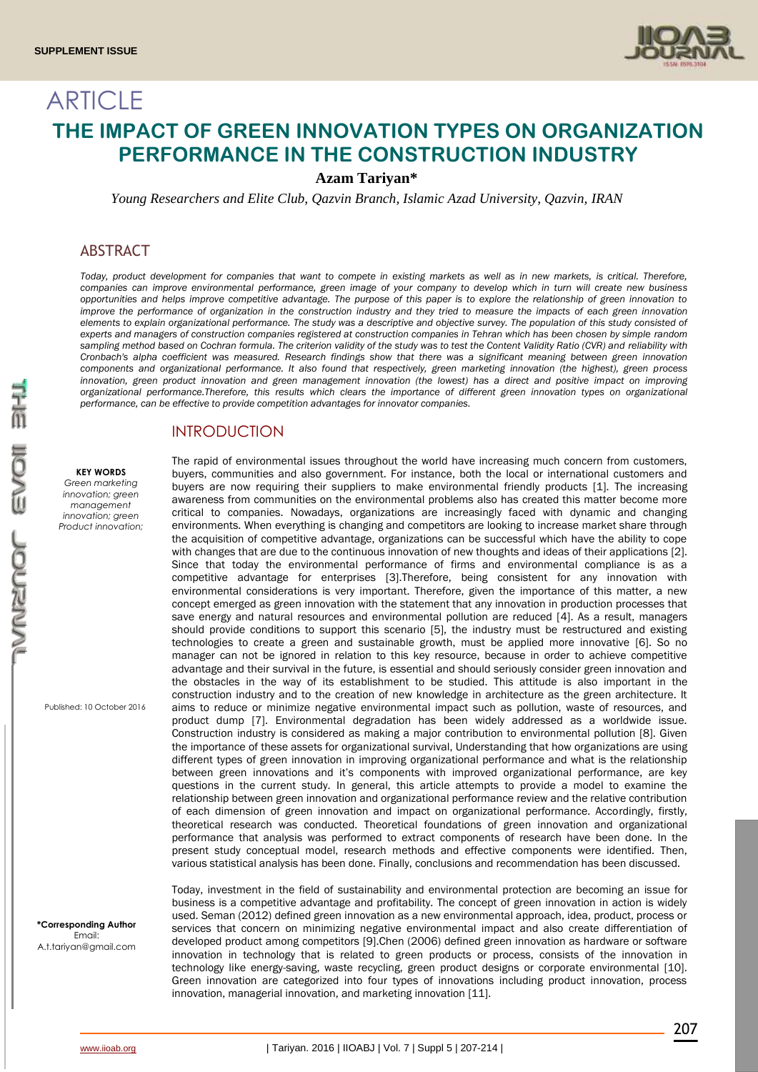ARTICLE

# THE IMPACT OF GREEN INNOVATION TYPES ON ORGANIZATION PERFORMANCE IN THE CONSTRUCTION INDUSTRY

**Azam Tariyan***

*Young Researchers and Elite Club, Qazvin Branch, Islamic Azad University, Qazvin, IRAN*

## ABSTRACT

*Today, product development for companies that want to compete in existing markets as well as in new markets, is critical. Therefore, companies can improve environmental performance, green image of your company to develop which in turn will create new business opportunities and helps improve competitive advantage. The purpose of this paper is to explore the relationship of green innovation to improve the performance of organization in the construction industry and they tried to measure the impacts of each green innovation elements to explain organizational performance. The study was a descriptive and objective survey. The population of this study consisted of experts and managers of construction companies registered at construction companies in Tehran which has been chosen by simple random sampling method based on Cochran formula. The criterion validity of the study was to test the Content Validity Ratio (CVR) and reliability with Cronbach's alpha coefficient was measured. Research findings show that there was a significant meaning between green innovation components and organizational performance. It also found that respectively, green marketing innovation (the highest), green process innovation, green product innovation and green management innovation (the lowest) has a direct and positive impact on improving organizational performance.Therefore, this results which clears the importance of different green innovation types on organizational performance, can be effective to provide competition advantages for innovator companies.*

**KEY WORDS**
*Green marketing innovation; green management innovation; green Product innovation;*

Published: 10 October 2016

**\*Corresponding Author**
Email:
A.t.tariyan@gmail.com

## INTRODUCTION

The rapid of environmental issues throughout the world have increasing much concern from customers, buyers, communities and also government. For instance, both the local or international customers and buyers are now requiring their suppliers to make environmental friendly products [1]. The increasing awareness from communities on the environmental problems also has created this matter become more critical to companies. Nowadays, organizations are increasingly faced with dynamic and changing environments. When everything is changing and competitors are looking to increase market share through the acquisition of competitive advantage, organizations can be successful which have the ability to cope with changes that are due to the continuous innovation of new thoughts and ideas of their applications [2]. Since that today the environmental performance of firms and environmental compliance is as a competitive advantage for enterprises [3].Therefore, being consistent for any innovation with environmental considerations is very important. Therefore, given the importance of this matter, a new concept emerged as green innovation with the statement that any innovation in production processes that save energy and natural resources and environmental pollution are reduced [4]. As a result, managers should provide conditions to support this scenario [5], the industry must be restructured and existing technologies to create a green and sustainable growth, must be applied more innovative [6]. So no manager can not be ignored in relation to this key resource, because in order to achieve competitive advantage and their survival in the future, is essential and should seriously consider green innovation and the obstacles in the way of its establishment to be studied. This attitude is also important in the construction industry and to the creation of new knowledge in architecture as the green architecture. It aims to reduce or minimize negative environmental impact such as pollution, waste of resources, and product dump [7]. Environmental degradation has been widely addressed as a worldwide issue. Construction industry is considered as making a major contribution to environmental pollution [8]. Given the importance of these assets for organizational survival, Understanding that how organizations are using different types of green innovation in improving organizational performance and what is the relationship between green innovations and it's components with improved organizational performance, are key questions in the current study. In general, this article attempts to provide a model to examine the relationship between green innovation and organizational performance review and the relative contribution of each dimension of green innovation and impact on organizational performance. Accordingly, firstly, theoretical research was conducted. Theoretical foundations of green innovation and organizational performance that analysis was performed to extract components of research have been done. In the present study conceptual model, research methods and effective components were identified. Then, various statistical analysis has been done. Finally, conclusions and recommendation has been discussed.

Today, investment in the field of sustainability and environmental protection are becoming an issue for business is a competitive advantage and profitability. The concept of green innovation in action is widely used. Seman (2012) defined green innovation as a new environmental approach, idea, product, process or services that concern on minimizing negative environmental impact and also create differentiation of developed product among competitors [9].Chen (2006) defined green innovation as hardware or software innovation in technology that is related to green products or process, consists of the innovation in technology like energy-saving, waste recycling, green product designs or corporate environmental [10]. Green innovation are categorized into four types of innovations including product innovation, process innovation, managerial innovation, and marketing innovation [11].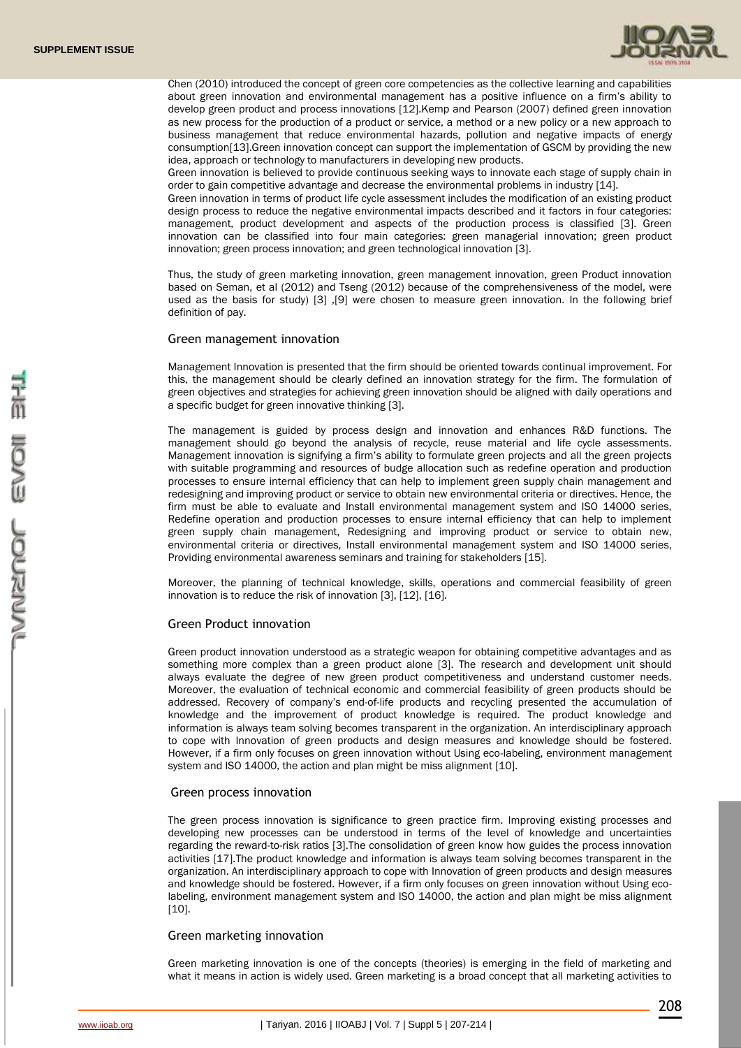Chen (2010) introduced the concept of green core competencies as the collective learning and capabilities about green innovation and environmental management has a positive influence on a firm's ability to develop green product and process innovations [12].Kemp and Pearson (2007) defined green innovation as new process for the production of a product or service, a method or a new policy or a new approach to business management that reduce environmental hazards, pollution and negative impacts of energy consumption[13].Green innovation concept can support the implementation of GSCM by providing the new idea, approach or technology to manufacturers in developing new products.

Green innovation is believed to provide continuous seeking ways to innovate each stage of supply chain in order to gain competitive advantage and decrease the environmental problems in industry [14].

Green innovation in terms of product life cycle assessment includes the modification of an existing product design process to reduce the negative environmental impacts described and it factors in four categories: management, product development and aspects of the production process is classified [3]. Green innovation can be classified into four main categories: green managerial innovation; green product innovation; green process innovation; and green technological innovation [3].

Thus, the study of green marketing innovation, green management innovation, green Product innovation based on Seman, et al (2012) and Tseng (2012) because of the comprehensiveness of the model, were used as the basis for study) [3] ,[9] were chosen to measure green innovation. In the following brief definition of pay.

## Green management innovation

Management Innovation is presented that the firm should be oriented towards continual improvement. For this, the management should be clearly defined an innovation strategy for the firm. The formulation of green objectives and strategies for achieving green innovation should be aligned with daily operations and a specific budget for green innovative thinking [3].

The management is guided by process design and innovation and enhances R&D functions. The management should go beyond the analysis of recycle, reuse material and life cycle assessments. Management innovation is signifying a firm's ability to formulate green projects and all the green projects with suitable programming and resources of budge allocation such as redefine operation and production processes to ensure internal efficiency that can help to implement green supply chain management and redesigning and improving product or service to obtain new environmental criteria or directives. Hence, the firm must be able to evaluate and Install environmental management system and ISO 14000 series, Redefine operation and production processes to ensure internal efficiency that can help to implement green supply chain management, Redesigning and improving product or service to obtain new, environmental criteria or directives, Install environmental management system and ISO 14000 series, Providing environmental awareness seminars and training for stakeholders [15].

Moreover, the planning of technical knowledge, skills, operations and commercial feasibility of green innovation is to reduce the risk of innovation [3], [12], [16].

## Green Product innovation

Green product innovation understood as a strategic weapon for obtaining competitive advantages and as something more complex than a green product alone [3]. The research and development unit should always evaluate the degree of new green product competitiveness and understand customer needs. Moreover, the evaluation of technical economic and commercial feasibility of green products should be addressed. Recovery of company's end-of-life products and recycling presented the accumulation of knowledge and the improvement of product knowledge is required. The product knowledge and information is always team solving becomes transparent in the organization. An interdisciplinary approach to cope with Innovation of green products and design measures and knowledge should be fostered. However, if a firm only focuses on green innovation without Using eco-labeling, environment management system and ISO 14000, the action and plan might be miss alignment [10].

## Green process innovation

The green process innovation is significance to green practice firm. Improving existing processes and developing new processes can be understood in terms of the level of knowledge and uncertainties regarding the reward-to-risk ratios [3].The consolidation of green know how guides the process innovation activities [17].The product knowledge and information is always team solving becomes transparent in the organization. An interdisciplinary approach to cope with Innovation of green products and design measures and knowledge should be fostered. However, if a firm only focuses on green innovation without Using eco-labeling, environment management system and ISO 14000, the action and plan might be miss alignment [10].

## Green marketing innovation

Green marketing innovation is one of the concepts (theories) is emerging in the field of marketing and what it means in action is widely used. Green marketing is a broad concept that all marketing activities to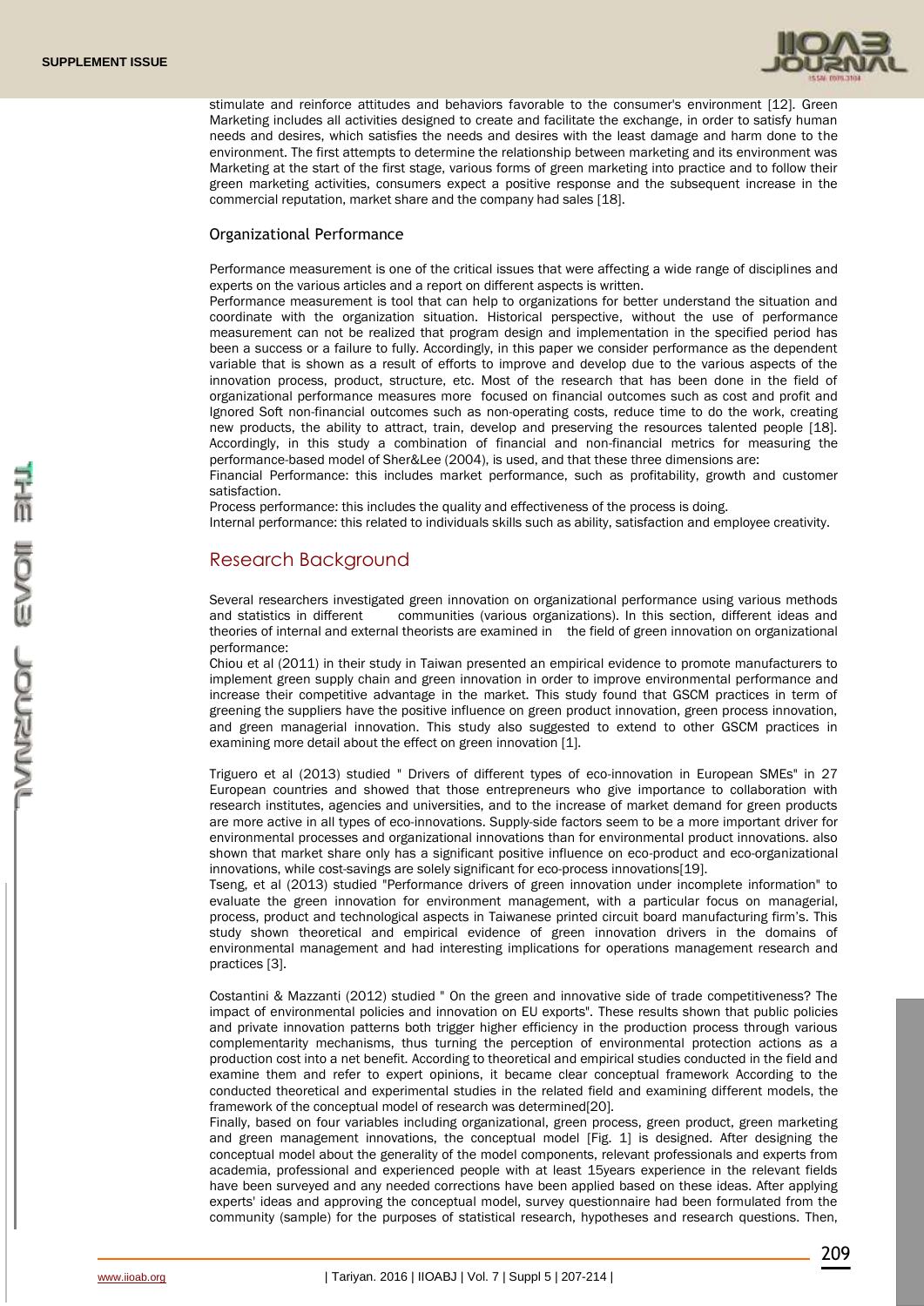stimulate and reinforce attitudes and behaviors favorable to the consumer's environment [12]. Green Marketing includes all activities designed to create and facilitate the exchange, in order to satisfy human needs and desires, which satisfies the needs and desires with the least damage and harm done to the environment. The first attempts to determine the relationship between marketing and its environment was Marketing at the start of the first stage, various forms of green marketing into practice and to follow their green marketing activities, consumers expect a positive response and the subsequent increase in the commercial reputation, market share and the company had sales [18].

### Organizational Performance

Performance measurement is one of the critical issues that were affecting a wide range of disciplines and experts on the various articles and a report on different aspects is written.

Performance measurement is tool that can help to organizations for better understand the situation and coordinate with the organization situation. Historical perspective, without the use of performance measurement can not be realized that program design and implementation in the specified period has been a success or a failure to fully. Accordingly, in this paper we consider performance as the dependent variable that is shown as a result of efforts to improve and develop due to the various aspects of the innovation process, product, structure, etc. Most of the research that has been done in the field of organizational performance measures more focused on financial outcomes such as cost and profit and Ignored Soft non-financial outcomes such as non-operating costs, reduce time to do the work, creating new products, the ability to attract, train, develop and preserving the resources talented people [18]. Accordingly, in this study a combination of financial and non-financial metrics for measuring the performance-based model of Sher&Lee (2004), is used, and that these three dimensions are:

Financial Performance: this includes market performance, such as profitability, growth and customer satisfaction.

Process performance: this includes the quality and effectiveness of the process is doing.

Internal performance: this related to individuals skills such as ability, satisfaction and employee creativity.

## Research Background

Several researchers investigated green innovation on organizational performance using various methods and statistics in different communities (various organizations). In this section, different ideas and theories of internal and external theorists are examined in the field of green innovation on organizational performance:

Chiou et al (2011) in their study in Taiwan presented an empirical evidence to promote manufacturers to implement green supply chain and green innovation in order to improve environmental performance and increase their competitive advantage in the market. This study found that GSCM practices in term of greening the suppliers have the positive influence on green product innovation, green process innovation, and green managerial innovation. This study also suggested to extend to other GSCM practices in examining more detail about the effect on green innovation [1].

Triguero et al (2013) studied " Drivers of different types of eco-innovation in European SMEs" in 27 European countries and showed that those entrepreneurs who give importance to collaboration with research institutes, agencies and universities, and to the increase of market demand for green products are more active in all types of eco-innovations. Supply-side factors seem to be a more important driver for environmental processes and organizational innovations than for environmental product innovations. also shown that market share only has a significant positive influence on eco-product and eco-organizational innovations, while cost-savings are solely significant for eco-process innovations[19].

Tseng, et al (2013) studied "Performance drivers of green innovation under incomplete information" to evaluate the green innovation for environment management, with a particular focus on managerial, process, product and technological aspects in Taiwanese printed circuit board manufacturing firm's. This study shown theoretical and empirical evidence of green innovation drivers in the domains of environmental management and had interesting implications for operations management research and practices [3].

Costantini & Mazzanti (2012) studied " On the green and innovative side of trade competitiveness? The impact of environmental policies and innovation on EU exports". These results shown that public policies and private innovation patterns both trigger higher efficiency in the production process through various complementarity mechanisms, thus turning the perception of environmental protection actions as a production cost into a net benefit. According to theoretical and empirical studies conducted in the field and examine them and refer to expert opinions, it became clear conceptual framework According to the conducted theoretical and experimental studies in the related field and examining different models, the framework of the conceptual model of research was determined[20].

Finally, based on four variables including organizational, green process, green product, green marketing and green management innovations, the conceptual model [Fig. 1] is designed. After designing the conceptual model about the generality of the model components, relevant professionals and experts from academia, professional and experienced people with at least 15years experience in the relevant fields have been surveyed and any needed corrections have been applied based on these ideas. After applying experts' ideas and approving the conceptual model, survey questionnaire had been formulated from the community (sample) for the purposes of statistical research, hypotheses and research questions. Then,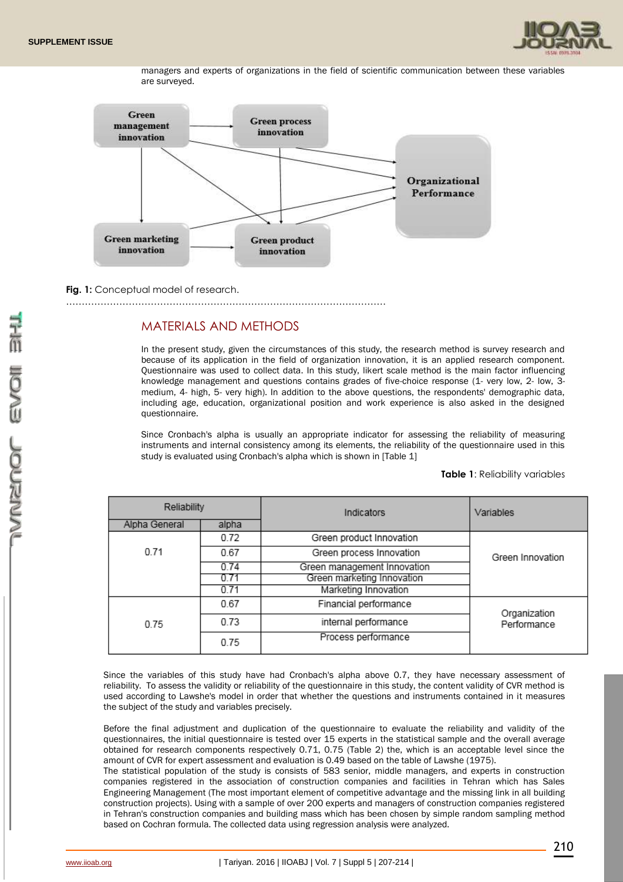managers and experts of organizations in the field of scientific communication between these variables are surveyed.

Fig. 1: Conceptual model of research.

## MATERIALS AND METHODS

In the present study, given the circumstances of this study, the research method is survey research and because of its application in the field of organization innovation, it is an applied research component. Questionnaire was used to collect data. In this study, likert scale method is the main factor influencing knowledge management and questions contains grades of five-choice response (1- very low, 2- low, 3- medium, 4- high, 5- very high). In addition to the above questions, the respondents' demographic data, including age, education, organizational position and work experience is also asked in the designed questionnaire.

Since Cronbach's alpha is usually an appropriate indicator for assessing the reliability of measuring instruments and internal consistency among its elements, the reliability of the questionnaire used in this study is evaluated using Cronbach's alpha which is shown in [Table 1]

**Table 1**: Reliability variables

| Reliability | | Indicators | Variables |
|---|---|---|---|
| Alpha General | alpha | | |
| 0.71 | 0.72 | Green product Innovation | Green Innovation |
| | 0.67 | Green process Innovation | |
| | 0.74 | Green management Innovation | |
| | 0.71 | Green marketing Innovation | |
| | 0.71 | Marketing Innovation | |
| 0.75 | 0.67 | Financial performance | Organization Performance |
| | 0.73 | internal performance | |
| | 0.75 | Process performance | |

Since the variables of this study have had Cronbach's alpha above 0.7, they have necessary assessment of reliability. To assess the validity or reliability of the questionnaire in this study, the content validity of CVR method is used according to Lawshe's model in order that whether the questions and instruments contained in it measures the subject of the study and variables precisely.

Before the final adjustment and duplication of the questionnaire to evaluate the reliability and validity of the questionnaires, the initial questionnaire is tested over 15 experts in the statistical sample and the overall average obtained for research components respectively 0.71, 0.75 (Table 2) the, which is an acceptable level since the amount of CVR for expert assessment and evaluation is 0.49 based on the table of Lawshe (1975).
The statistical population of the study is consists of 583 senior, middle managers, and experts in construction companies registered in the association of construction companies and facilities in Tehran which has Sales Engineering Management (The most important element of competitive advantage and the missing link in all building construction projects). Using with a sample of over 200 experts and managers of construction companies registered in Tehran's construction companies and building mass which has been chosen by simple random sampling method based on Cochran formula. The collected data using regression analysis were analyzed.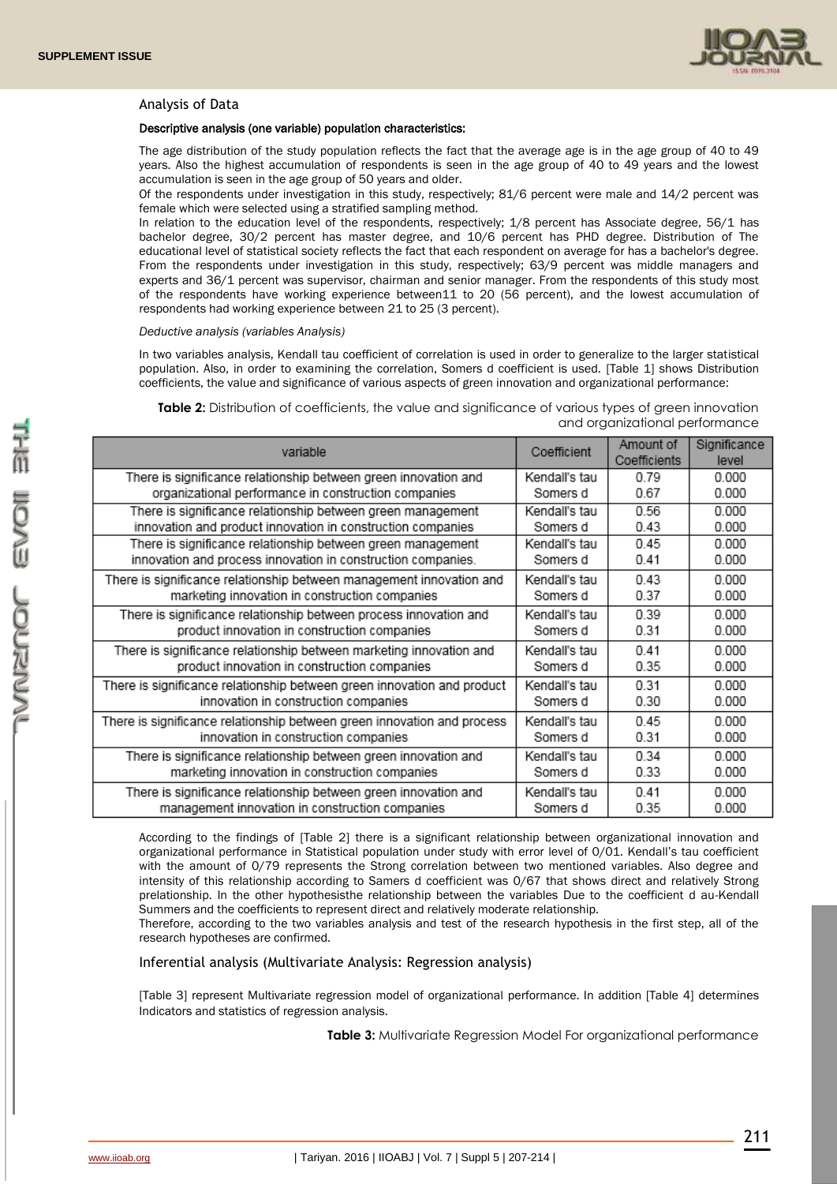Analysis of Data

**Descriptive analysis (one variable) population characteristics:**

The age distribution of the study population reflects the fact that the average age is in the age group of 40 to 49 years. Also the highest accumulation of respondents is seen in the age group of 40 to 49 years and the lowest accumulation is seen in the age group of 50 years and older.

Of the respondents under investigation in this study, respectively; 81/6 percent were male and 14/2 percent was female which were selected using a stratified sampling method.

In relation to the education level of the respondents, respectively; 1/8 percent has Associate degree, 56/1 has bachelor degree, 30/2 percent has master degree, and 10/6 percent has PHD degree. Distribution of The educational level of statistical society reflects the fact that each respondent on average for has a bachelor's degree. From the respondents under investigation in this study, respectively; 63/9 percent was middle managers and experts and 36/1 percent was supervisor, chairman and senior manager. From the respondents of this study most of the respondents have working experience between11 to 20 (56 percent), and the lowest accumulation of respondents had working experience between 21 to 25 (3 percent).

*Deductive analysis (variables Analysis)*

In two variables analysis, Kendall tau coefficient of correlation is used in order to generalize to the larger statistical population. Also, in order to examining the correlation, Somers d coefficient is used. [Table 1] shows Distribution coefficients, the value and significance of various aspects of green innovation and organizational performance:

**Table 2:** Distribution of coefficients, the value and significance of various types of green innovation and organizational performance

| variable | Coefficient | Amount of Coefficients | Significance level |
|---|---|---|---|
| There is significance relationship between green innovation and organizational performance in construction companies | Kendall's tau<br>Somers d | 0.79<br>0.67 | 0.000<br>0.000 |
| There is significance relationship between green management innovation and product innovation in construction companies | Kendall's tau<br>Somers d | 0.56<br>0.43 | 0.000<br>0.000 |
| There is significance relationship between green management innovation and process innovation in construction companies. | Kendall's tau<br>Somers d | 0.45<br>0.41 | 0.000<br>0.000 |
| There is significance relationship between management innovation and marketing innovation in construction companies | Kendall's tau<br>Somers d | 0.43<br>0.37 | 0.000<br>0.000 |
| There is significance relationship between process innovation and product innovation in construction companies | Kendall's tau<br>Somers d | 0.39<br>0.31 | 0.000<br>0.000 |
| There is significance relationship between marketing innovation and product innovation in construction companies | Kendall's tau<br>Somers d | 0.41<br>0.35 | 0.000<br>0.000 |
| There is significance relationship between green innovation and product innovation in construction companies | Kendall's tau<br>Somers d | 0.31<br>0.30 | 0.000<br>0.000 |
| There is significance relationship between green innovation and process innovation in construction companies | Kendall's tau<br>Somers d | 0.45<br>0.31 | 0.000<br>0.000 |
| There is significance relationship between green innovation and marketing innovation in construction companies | Kendall's tau<br>Somers d | 0.34<br>0.33 | 0.000<br>0.000 |
| There is significance relationship between green innovation and management innovation in construction companies | Kendall's tau<br>Somers d | 0.41<br>0.35 | 0.000<br>0.000 |

According to the findings of [Table 2] there is a significant relationship between organizational innovation and organizational performance in Statistical population under study with error level of 0/01. Kendall's tau coefficient with the amount of 0/79 represents the Strong correlation between two mentioned variables. Also degree and intensity of this relationship according to Samers d coefficient was 0/67 that shows direct and relatively Strong prelationship. In the other hypothesisthe relationship between the variables Due to the coefficient d au-Kendall Summers and the coefficients to represent direct and relatively moderate relationship.

Therefore, according to the two variables analysis and test of the research hypothesis in the first step, all of the research hypotheses are confirmed.

Inferential analysis (Multivariate Analysis: Regression analysis)

[Table 3] represent Multivariate regression model of organizational performance. In addition [Table 4] determines Indicators and statistics of regression analysis.

**Table 3:** Multivariate Regression Model For organizational performance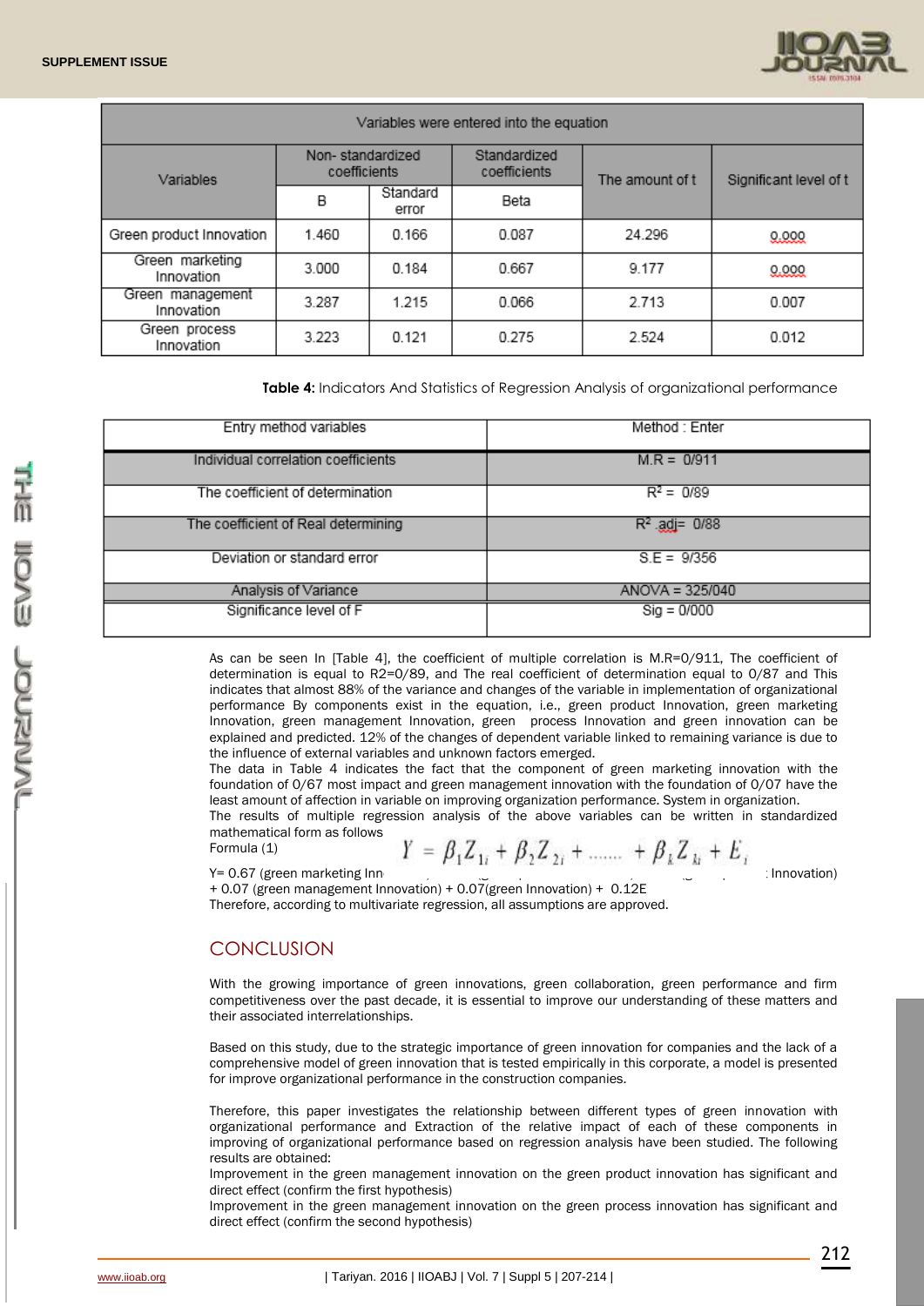| Variables were entered into the equation | | | | | |
|---|---|---|---|---|---|
| Variables | Non- standardized coefficients | | Standardized coefficients | The amount of t | Significant level of t |
| | B | Standard error | Beta | | |
| Green product Innovation | 1.460 | 0.166 | 0.087 | 24.296 | 0.000 |
| Green marketing Innovation | 3.000 | 0.184 | 0.667 | 9.177 | 0.000 |
| Green management Innovation | 3.287 | 1.215 | 0.066 | 2.713 | 0.007 |
| Green process Innovation | 3.223 | 0.121 | 0.275 | 2.524 | 0.012 |

**Table 4:** Indicators And Statistics of Regression Analysis of organizational performance

| Entry method variables | Method : Enter |
|---|---|
| Individual correlation coefficients | M.R = 0/911 |
| The coefficient of determination | $R^2$ = 0/89 |
| The coefficient of Real determining | $R^2$ adj= 0/88 |
| Deviation or standard error | S.E = 9/356 |
| Analysis of Variance | ANOVA = 325/040 |
| Significance level of F | Sig = 0/000 |

As can be seen In [Table 4], the coefficient of multiple correlation is M.R=0/911, The coefficient of determination is equal to R2=0/89, and The real coefficient of determination equal to 0/87 and This indicates that almost 88% of the variance and changes of the variable in implementation of organizational performance By components exist in the equation, i.e., green product Innovation, green marketing Innovation, green management Innovation, green process Innovation and green innovation can be explained and predicted. 12% of the changes of dependent variable linked to remaining variance is due to the influence of external variables and unknown factors emerged.
The data in Table 4 indicates the fact that the component of green marketing innovation with the foundation of 0/67 most impact and green management innovation with the foundation of 0/07 have the least amount of affection in variable on improving organization performance. System in organization.
The results of multiple regression analysis of the above variables can be written in standardized mathematical form as follows
Formula (1)

$$Y = \beta_1 Z_{1i} + \beta_2 Z_{2i} + \ldots\ldots + \beta_k Z_{ki} + E_i$$

Y= 0.67 (green marketing Inn... Innovation)
+ 0.07 (green management Innovation) + 0.07(green Innovation) + 0.12E
Therefore, according to multivariate regression, all assumptions are approved.

## CONCLUSION

With the growing importance of green innovations, green collaboration, green performance and firm competitiveness over the past decade, it is essential to improve our understanding of these matters and their associated interrelationships.

Based on this study, due to the strategic importance of green innovation for companies and the lack of a comprehensive model of green innovation that is tested empirically in this corporate, a model is presented for improve organizational performance in the construction companies.

Therefore, this paper investigates the relationship between different types of green innovation with organizational performance and Extraction of the relative impact of each of these components in improving of organizational performance based on regression analysis have been studied. The following results are obtained:
Improvement in the green management innovation on the green product innovation has significant and direct effect (confirm the first hypothesis)
Improvement in the green management innovation on the green process innovation has significant and direct effect (confirm the second hypothesis)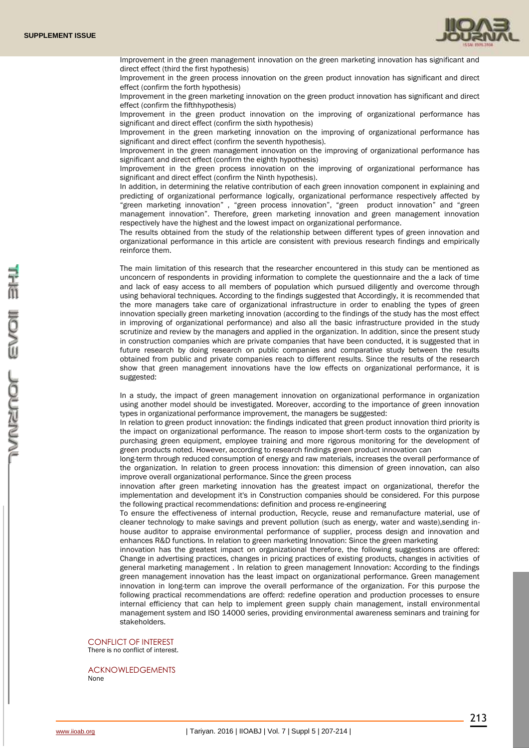Improvement in the green management innovation on the green marketing innovation has significant and direct effect (third the first hypothesis)

Improvement in the green process innovation on the green product innovation has significant and direct effect (confirm the forth hypothesis)

Improvement in the green marketing innovation on the green product innovation has significant and direct effect (confirm the fifthhypothesis)

Improvement in the green product innovation on the improving of organizational performance has significant and direct effect (confirm the sixth hypothesis)

Improvement in the green marketing innovation on the improving of organizational performance has significant and direct effect (confirm the seventh hypothesis).

Improvement in the green management innovation on the improving of organizational performance has significant and direct effect (confirm the eighth hypothesis)

Improvement in the green process innovation on the improving of organizational performance has significant and direct effect (confirm the Ninth hypothesis).

In addition, in determining the relative contribution of each green innovation component in explaining and predicting of organizational performance logically, organizational performance respectively affected by "green marketing innovation" , "green process innovation", "green product innovation" and "green management innovation". Therefore, green marketing innovation and green management innovation respectively have the highest and the lowest impact on organizational performance.

The results obtained from the study of the relationship between different types of green innovation and organizational performance in this article are consistent with previous research findings and empirically reinforce them.

The main limitation of this research that the researcher encountered in this study can be mentioned as unconcern of respondents in providing information to complete the questionnaire and the a lack of time and lack of easy access to all members of population which pursued diligently and overcome through using behavioral techniques. According to the findings suggested that Accordingly, it is recommended that the more managers take care of organizational infrastructure in order to enabling the types of green innovation specially green marketing innovation (according to the findings of the study has the most effect in improving of organizational performance) and also all the basic infrastructure provided in the study scrutinize and review by the managers and applied in the organization. In addition, since the present study in construction companies which are private companies that have been conducted, it is suggested that in future research by doing research on public companies and comparative study between the results obtained from public and private companies reach to different results. Since the results of the research show that green management innovations have the low effects on organizational performance, it is suggested:

In a study, the impact of green management innovation on organizational performance in organization using another model should be investigated. Moreover, according to the importance of green innovation types in organizational performance improvement, the managers be suggested:

In relation to green product innovation: the findings indicated that green product innovation third priority is the impact on organizational performance. The reason to impose short-term costs to the organization by purchasing green equipment, employee training and more rigorous monitoring for the development of green products noted. However, according to research findings green product innovation can long-term through reduced consumption of energy and raw materials, increases the overall performance of the organization. In relation to green process innovation: this dimension of green innovation, can also improve overall organizational performance. Since the green process innovation after green marketing innovation has the greatest impact on organizational, therefor the implementation and development it's in Construction companies should be considered. For this purpose the following practical recommendations: definition and process re-engineering

To ensure the effectiveness of internal production, Recycle, reuse and remanufacture material, use of cleaner technology to make savings and prevent pollution (such as energy, water and waste),sending in-house auditor to appraise environmental performance of supplier, process design and innovation and enhances R&D functions. In relation to green marketing Innovation: Since the green marketing innovation has the greatest impact on organizational therefore, the following suggestions are offered: Change in advertising practices, changes in pricing practices of existing products, changes in activities of general marketing management . In relation to green management Innovation: According to the findings green management innovation has the least impact on organizational performance. Green management innovation in long-term can improve the overall performance of the organization. For this purpose the following practical recommendations are offerd: redefine operation and production processes to ensure internal efficiency that can help to implement green supply chain management, install environmental management system and ISO 14000 series, providing environmental awareness seminars and training for stakeholders.

## CONFLICT OF INTEREST

There is no conflict of interest.

## ACKNOWLEDGEMENTS

None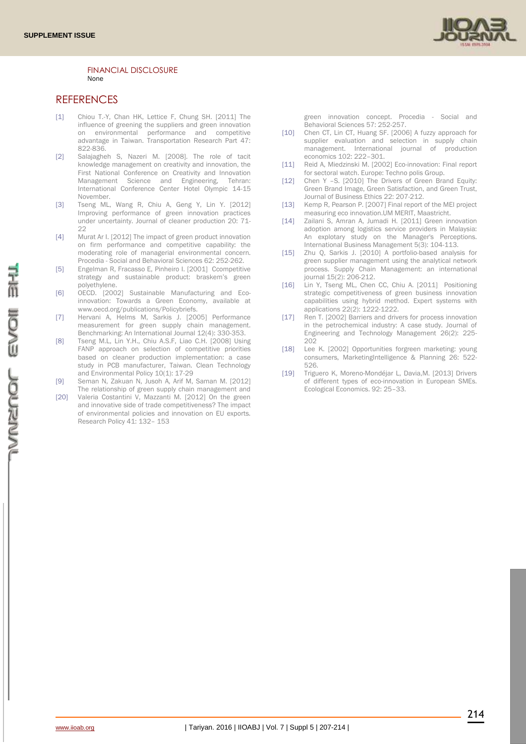FINANCIAL DISCLOSURE

None

## REFERENCES

[1] Chiou T.-Y, Chan HK, Lettice F, Chung SH. [2011] The influence of greening the suppliers and green innovation on environmental performance and competitive advantage in Taiwan. Transportation Research Part 47: 822-836.

[2] Salajagheh S, Nazeri M. [2008]. The role of tacit knowledge management on creativity and innovation, the First National Conference on Creativity and Innovation Management Science and Engineering, Tehran: International Conference Center Hotel Olympic 14-15 November.

[3] Tseng ML, Wang R, Chiu A, Geng Y, Lin Y. [2012] Improving performance of green innovation practices under uncertainty. Journal of cleaner production 20: 71-22

[4] Murat Ar I. [2012] The impact of green product innovation on firm performance and competitive capability: the moderating role of managerial environmental concern. Procedia - Social and Behavioral Sciences 62: 252-262.

[5] Engelman R, Fracasso E, Pinheiro I. [2001] Ccompetitive strategy and sustainable product: braskem's green polyethylene.

[6] OECD. [2002] Sustainable Manufacturing and Eco-innovation: Towards a Green Economy, available at www.oecd.org/publications/Policybriefs.

[7] Hervani A, Helms M, Sarkis J. [2005] Performance measurement for green supply chain management. Benchmarking: An International Journal 12(4): 330-353.

[8] Tseng M.L, Lin Y.H., Chiu A.S.F, Liao C.H. [2008] Using FANP approach on selection of competitive priorities based on cleaner production implementation: a case study in PCB manufacturer, Taiwan. Clean Technology and Environmental Policy 10(1): 17-29

[9] Seman N, Zakuan N, Jusoh A, Arif M, Saman M. [2012] The relationship of green supply chain management and green innovation concept. Procedia - Social and Behavioral Sciences 57: 252-257.

[10] Chen CT, Lin CT, Huang SF. [2006] A fuzzy approach for supplier evaluation and selection in supply chain management. International journal of production economics 102: 222–301.

[11] Reid A, Miedzinski M. [2002] Eco-innovation: Final report for sectoral watch. Europe: Techno polis Group.

[12] Chen Y –S. [2010] The Drivers of Green Brand Equity: Green Brand Image, Green Satisfaction, and Green Trust, Journal of Business Ethics 22: 207-212.

[13] Kemp R, Pearson P. [2007] Final report of the MEI project measuring eco innovation.UM MERIT, Maastricht.

[14] Zailani S, Amran A, Jumadi H. [2011] Green innovation adoption among logistics service providers in Malaysia: An explotary study on the Manager's Perceptions. International Business Management 5(3): 104-113.

[15] Zhu Q, Sarkis J. [2010] A portfolio-based analysis for green supplier management using the analytical network process. Supply Chain Management: an international journal 15(2): 206-212.

[16] Lin Y, Tseng ML, Chen CC, Chiu A. [2011] Positioning strategic competitiveness of green business innovation capabilities using hybrid method. Expert systems with applications 22(2): 1222-1222.

[17] Ren T. [2002] Barriers and drivers for process innovation in the petrochemical industry: A case study. Journal of Engineering and Technology Management 26(2): 225-202

[18] Lee K. [2002] Opportunities forgreen marketing: young consumers, MarketingIntelligence & Planning 26: 522-526.

[19] Triguero K, Moreno-Mondéjar L, Davia,M. [2013] Drivers of different types of eco-innovation in European SMEs. Ecological Economics. 92: 25–33.

[20] Valeria Costantini V, Mazzanti M. [2012] On the green and innovative side of trade competitiveness? The impact of environmental policies and innovation on EU exports. Research Policy 41: 132– 153